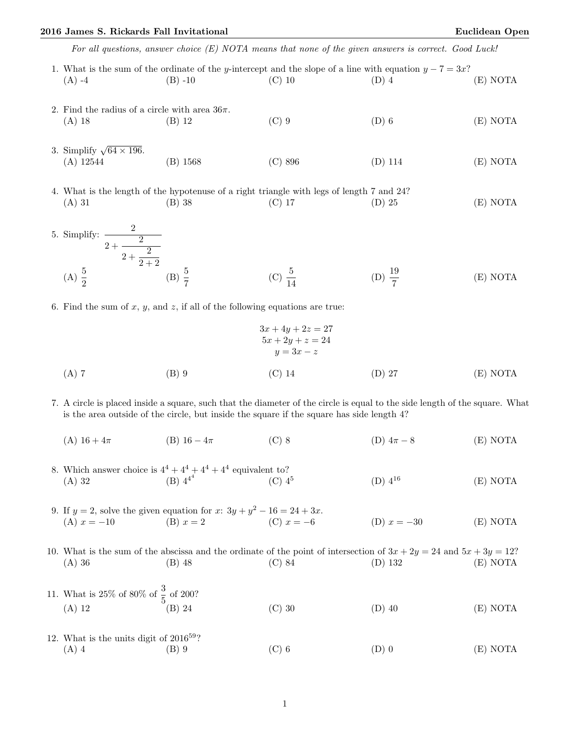*For all questions, answer choice (E) NOTA means that none of the given answers is correct. Good Luck!*

1. What is the sum of the ordinate of the $y$-intercept and the slope of a line with equation $y - 7 = 3x$?
(A) -4 (B) -10 (C) 10 (D) 4 (E) NOTA

2. Find the radius of a circle with area $36\pi$.
(A) 18 (B) 12 (C) 9 (D) 6 (E) NOTA

3. Simplify $\sqrt{64 \times 196}$.
(A) 12544 (B) 1568 (C) 896 (D) 114 (E) NOTA

4. What is the length of the hypotenuse of a right triangle with legs of length 7 and 24?
(A) 31 (B) 38 (C) 17 (D) 25 (E) NOTA

5. Simplify: $\dfrac{2}{2+\dfrac{2}{2+\dfrac{2}{2+2}}}$
(A) $\dfrac{5}{2}$ (B) $\dfrac{5}{7}$ (C) $\dfrac{5}{14}$ (D) $\dfrac{19}{7}$ (E) NOTA

6. Find the sum of $x$, $y$, and $z$, if all of the following equations are true:
$$3x + 4y + 2z = 27$$
$$5x + 2y + z = 24$$
$$y = 3x - z$$
(A) 7 (B) 9 (C) 14 (D) 27 (E) NOTA

7. A circle is placed inside a square, such that the diameter of the circle is equal to the side length of the square. What is the area outside of the circle, but inside the square if the square has side length 4?
(A) $16 + 4\pi$ (B) $16 - 4\pi$ (C) 8 (D) $4\pi - 8$ (E) NOTA

8. Which answer choice is $4^4 + 4^4 + 4^4 + 4^4$ equivalent to?
(A) 32 (B) $4^{4^4}$ (C) $4^5$ (D) $4^{16}$ (E) NOTA

9. If $y = 2$, solve the given equation for $x$: $3y + y^2 - 16 = 24 + 3x$.
(A) $x = -10$ (B) $x = 2$ (C) $x = -6$ (D) $x = -30$ (E) NOTA

10. What is the sum of the abscissa and the ordinate of the point of intersection of $3x + 2y = 24$ and $5x + 3y = 12$?
(A) 36 (B) 48 (C) 84 (D) 132 (E) NOTA

11. What is 25% of 80% of $\dfrac{3}{5}$ of 200?
(A) 12 (B) 24 (C) 30 (D) 40 (E) NOTA

12. What is the units digit of $2016^{59}$?
(A) 4 (B) 9 (C) 6 (D) 0 (E) NOTA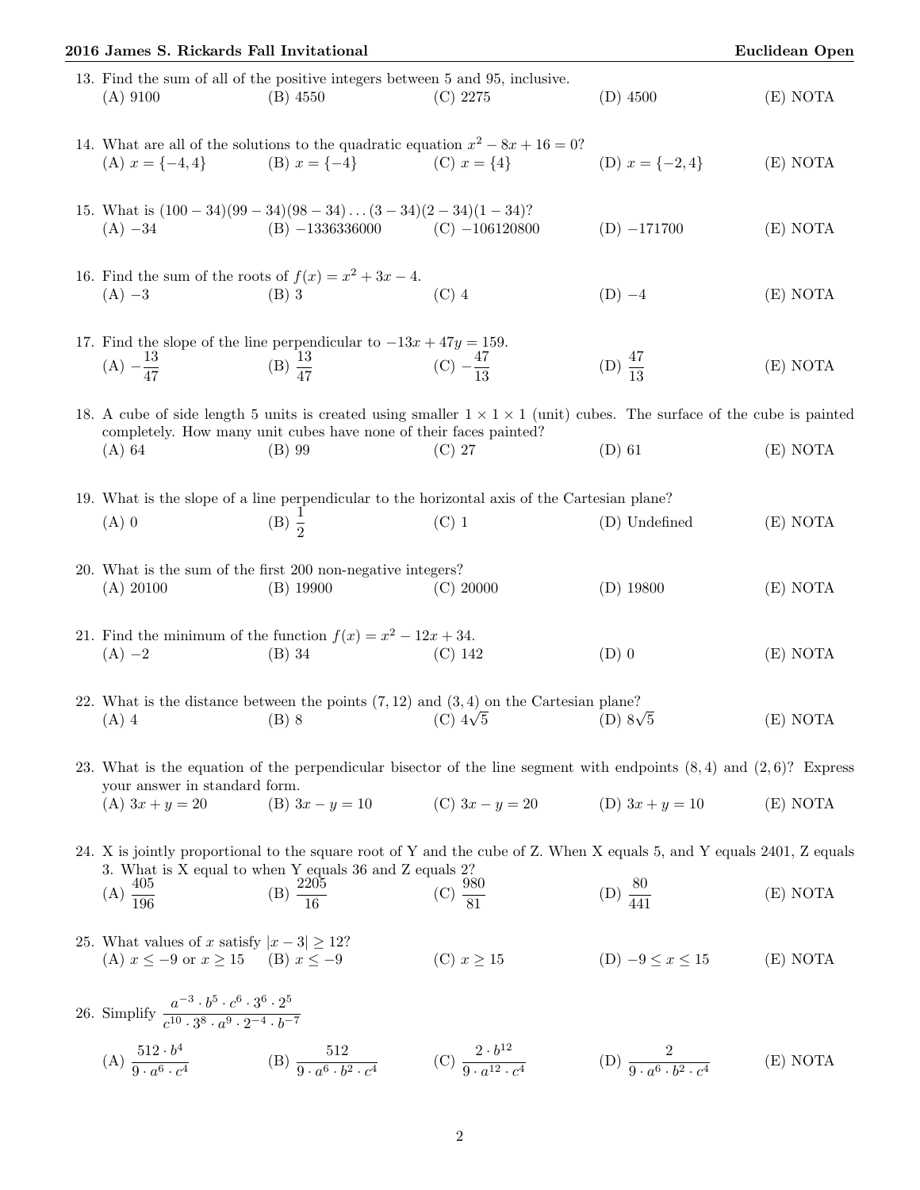13. Find the sum of all of the positive integers between 5 and 95, inclusive.
(A) 9100 (B) 4550 (C) 2275 (D) 4500 (E) NOTA

14. What are all of the solutions to the quadratic equation $x^2 - 8x + 16 = 0$?
(A) $x = \{-4, 4\}$ (B) $x = \{-4\}$ (C) $x = \{4\}$ (D) $x = \{-2, 4\}$ (E) NOTA

15. What is $(100-34)(99-34)(98-34)\ldots(3-34)(2-34)(1-34)$?
(A) $-34$ (B) $-1336336000$ (C) $-106120800$ (D) $-171700$ (E) NOTA

16. Find the sum of the roots of $f(x) = x^2 + 3x - 4$.
(A) $-3$ (B) 3 (C) 4 (D) $-4$ (E) NOTA

17. Find the slope of the line perpendicular to $-13x + 47y = 159$.
(A) $-\frac{13}{47}$ (B) $\frac{13}{47}$ (C) $-\frac{47}{13}$ (D) $\frac{47}{13}$ (E) NOTA

18. A cube of side length 5 units is created using smaller $1 \times 1 \times 1$ (unit) cubes. The surface of the cube is painted completely. How many unit cubes have none of their faces painted?
(A) 64 (B) 99 (C) 27 (D) 61 (E) NOTA

19. What is the slope of a line perpendicular to the horizontal axis of the Cartesian plane?
(A) 0 (B) $\frac{1}{2}$ (C) 1 (D) Undefined (E) NOTA

20. What is the sum of the first 200 non-negative integers?
(A) 20100 (B) 19900 (C) 20000 (D) 19800 (E) NOTA

21. Find the minimum of the function $f(x) = x^2 - 12x + 34$.
(A) $-2$ (B) 34 (C) 142 (D) 0 (E) NOTA

22. What is the distance between the points $(7, 12)$ and $(3, 4)$ on the Cartesian plane?
(A) 4 (B) 8 (C) $4\sqrt{5}$ (D) $8\sqrt{5}$ (E) NOTA

23. What is the equation of the perpendicular bisector of the line segment with endpoints $(8, 4)$ and $(2, 6)$? Express your answer in standard form.
(A) $3x + y = 20$ (B) $3x - y = 10$ (C) $3x - y = 20$ (D) $3x + y = 10$ (E) NOTA

24. X is jointly proportional to the square root of Y and the cube of Z. When X equals 5, and Y equals 2401, Z equals 3. What is X equal to when Y equals 36 and Z equals 2?
(A) $\frac{405}{196}$ (B) $\frac{2205}{16}$ (C) $\frac{980}{81}$ (D) $\frac{80}{441}$ (E) NOTA

25. What values of $x$ satisfy $|x - 3| \geq 12$?
(A) $x \leq -9$ or $x \geq 15$ (B) $x \leq -9$ (C) $x \geq 15$ (D) $-9 \leq x \leq 15$ (E) NOTA

26. Simplify $\frac{a^{-3} \cdot b^5 \cdot c^6 \cdot 3^6 \cdot 2^5}{c^{10} \cdot 3^8 \cdot a^9 \cdot 2^{-4} \cdot b^{-7}}$

(A) $\frac{512 \cdot b^4}{9 \cdot a^6 \cdot c^4}$ (B) $\frac{512}{9 \cdot a^6 \cdot b^2 \cdot c^4}$ (C) $\frac{2 \cdot b^{12}}{9 \cdot a^{12} \cdot c^4}$ (D) $\frac{2}{9 \cdot a^6 \cdot b^2 \cdot c^4}$ (E) NOTA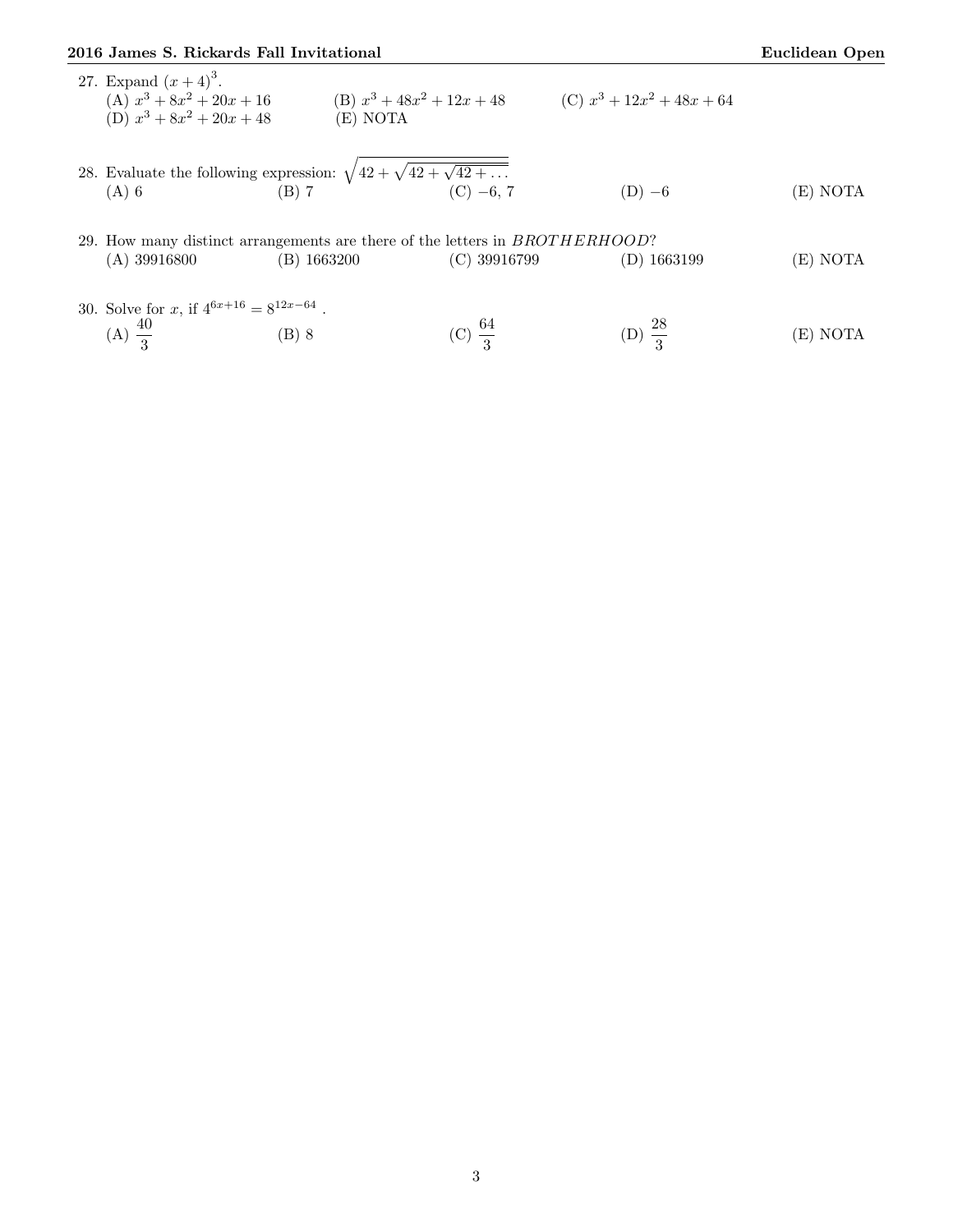27. Expand $(x+4)^3$.
(A) $x^3 + 8x^2 + 20x + 16$ (B) $x^3 + 48x^2 + 12x + 48$ (C) $x^3 + 12x^2 + 48x + 64$
(D) $x^3 + 8x^2 + 20x + 48$ (E) NOTA

28. Evaluate the following expression: $\sqrt{42 + \sqrt{42 + \sqrt{42 + \ldots}}}$
(A) 6 (B) 7 (C) $-6$, 7 (D) $-6$ (E) NOTA

29. How many distinct arrangements are there of the letters in *BROTHERHOOD*?
(A) 39916800 (B) 1663200 (C) 39916799 (D) 1663199 (E) NOTA

30. Solve for $x$, if $4^{6x+16} = 8^{12x-64}$ .
(A) $\dfrac{40}{3}$ (B) 8 (C) $\dfrac{64}{3}$ (D) $\dfrac{28}{3}$ (E) NOTA